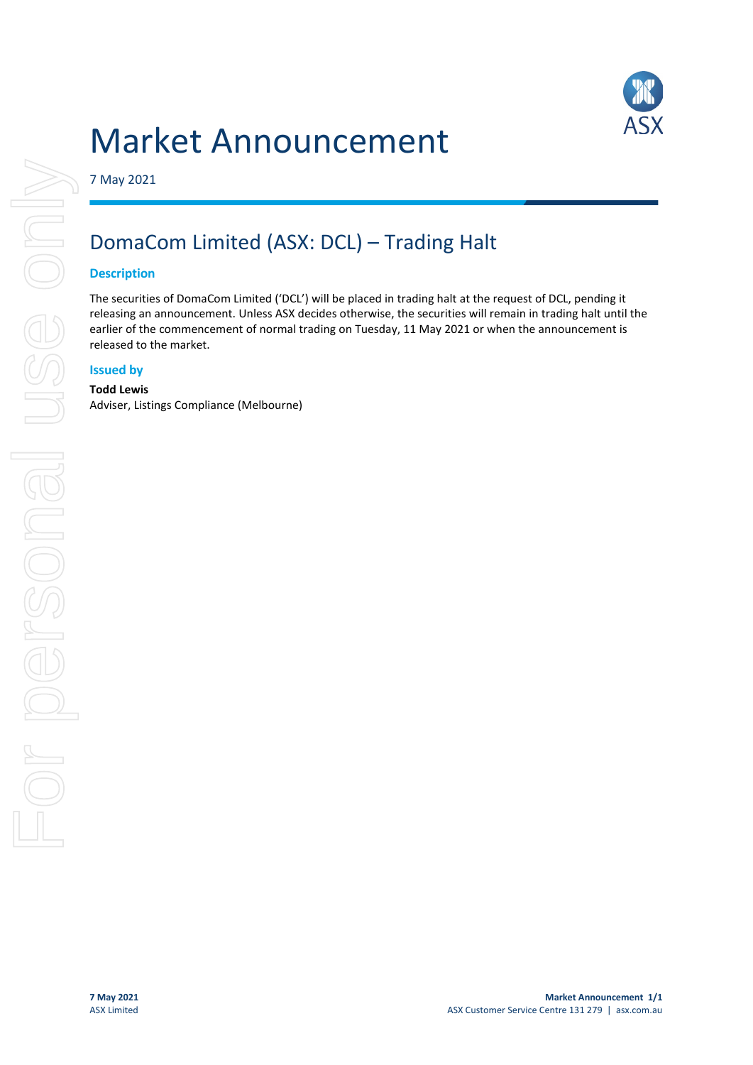# Market Announcement

7 May 2021

## DomaCom Limited (ASX: DCL) – Trading Halt

### Description

The securities of DomaCom Limited ('DCL') will be placed in trading halt at the request of DCL, pending it releasing an announcement. Unless ASX decides otherwise, the securities will remain in trading halt until the earlier of the commencement of normal trading on Tuesday, 11 May 2021 or when the announcement is released to the market.

### Issued by

**Todd Lewis**
Adviser, Listings Compliance (Melbourne)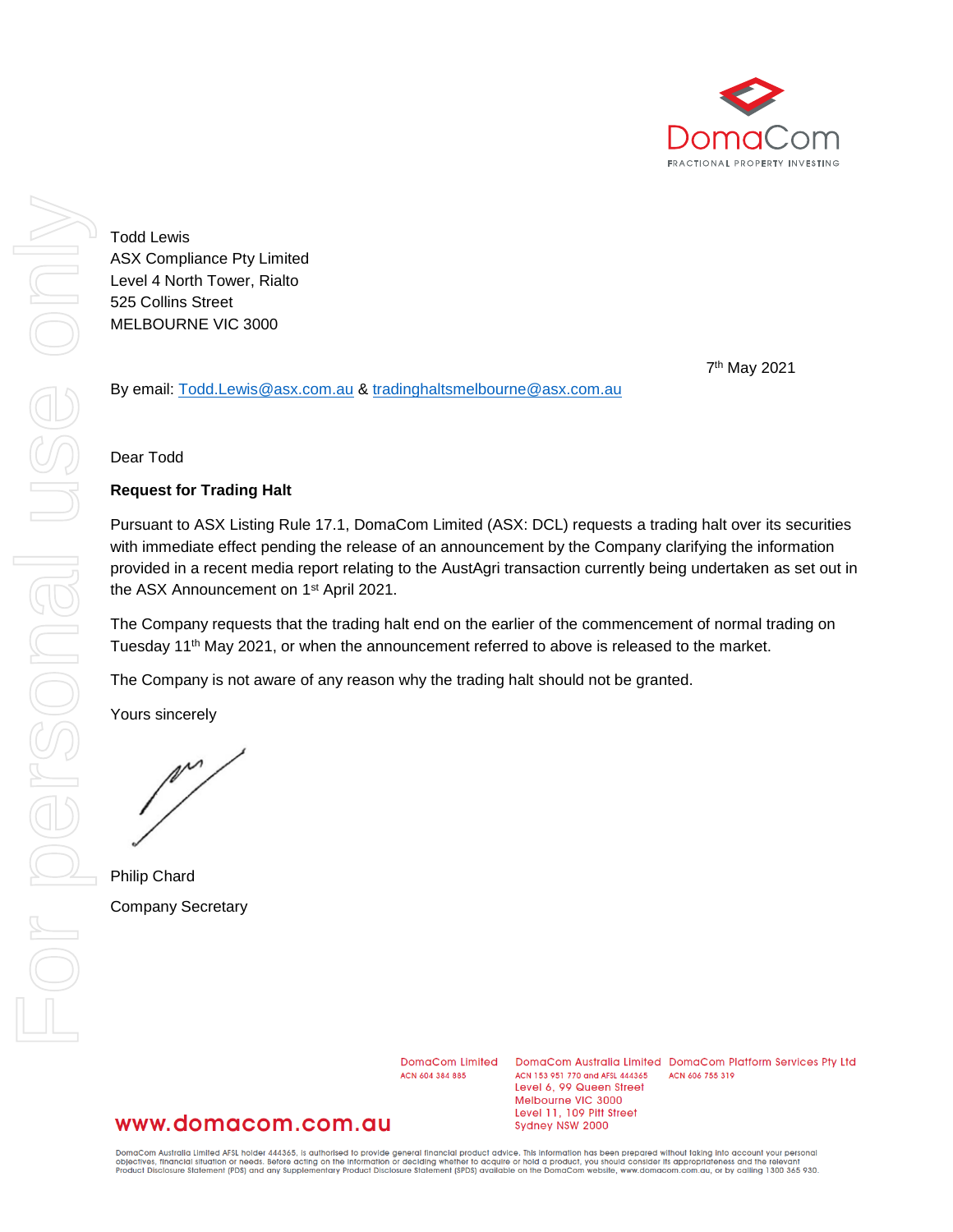DomaCom

FRACTIONAL PROPERTY INVESTING

Todd Lewis
ASX Compliance Pty Limited
Level 4 North Tower, Rialto
525 Collins Street
MELBOURNE VIC 3000

7th May 2021

By email: Todd.Lewis@asx.com.au & tradinghaltsmelbourne@asx.com.au

Dear Todd

**Request for Trading Halt**

Pursuant to ASX Listing Rule 17.1, DomaCom Limited (ASX: DCL) requests a trading halt over its securities with immediate effect pending the release of an announcement by the Company clarifying the information provided in a recent media report relating to the AustAgri transaction currently being undertaken as set out in the ASX Announcement on 1st April 2021.

The Company requests that the trading halt end on the earlier of the commencement of normal trading on Tuesday 11th May 2021, or when the announcement referred to above is released to the market.

The Company is not aware of any reason why the trading halt should not be granted.

Yours sincerely

Philip Chard

Company Secretary

DomaCom Limited
ACN 604 384 885

DomaCom Australia Limited
ACN 153 951 770 and AFSL 444365
Level 6, 99 Queen Street
Melbourne VIC 3000
Level 11, 109 Pitt Street
Sydney NSW 2000

DomaCom Platform Services Pty Ltd
ACN 606 755 319

www.domacom.com.au

DomaCom Australia Limited AFSL holder 444365, is authorised to provide general financial product advice. This information has been prepared without taking into account your personal objectives, financial situation or needs. Before acting on the information or deciding whether to acquire or hold a product, you should consider its appropriateness and the relevant Product Disclosure Statement (PDS) and any Supplementary Product Disclosure Statement (SPDS) available on the DomaCom website, www.domacom.com.au, or by calling 1300 365 930.